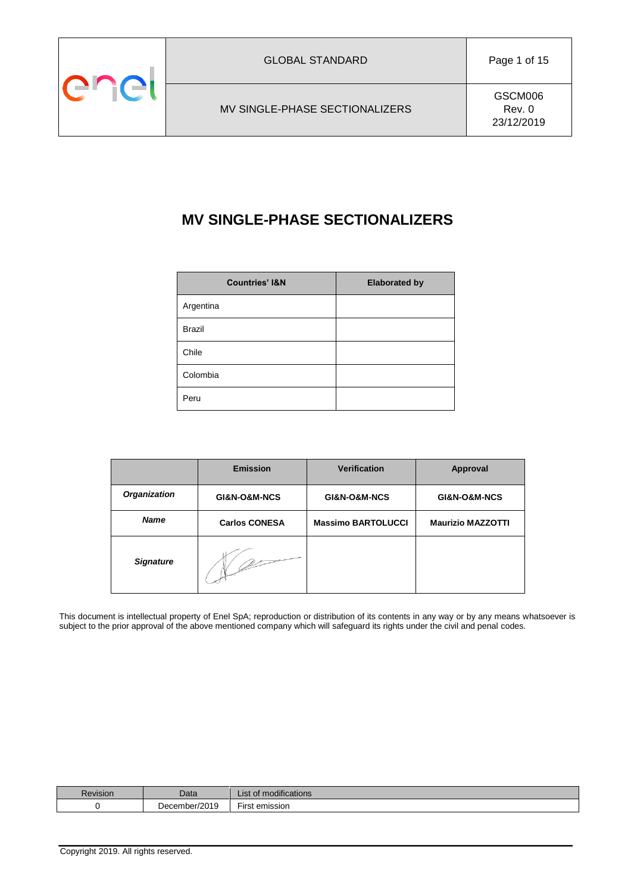# MV SINGLE-PHASE SECTIONALIZERS

| Countries' I&N | Elaborated by |
| --- | --- |
| Argentina | |
| Brazil | |
| Chile | |
| Colombia | |
| Peru | |

| | Emission | Verification | Approval |
| --- | --- | --- | --- |
| ***Organization*** | **GI&N-O&M-NCS** | **GI&N-O&M-NCS** | **GI&N-O&M-NCS** |
| ***Name*** | **Carlos CONESA** | **Massimo BARTOLUCCI** | **Maurizio MAZZOTTI** |
| ***Signature*** | | | |

This document is intellectual property of Enel SpA; reproduction or distribution of its contents in any way or by any means whatsoever is subject to the prior approval of the above mentioned company which will safeguard its rights under the civil and penal codes.

| Revision | Data | List of modifications |
| --- | --- | --- |
| 0 | December/2019 | First emission |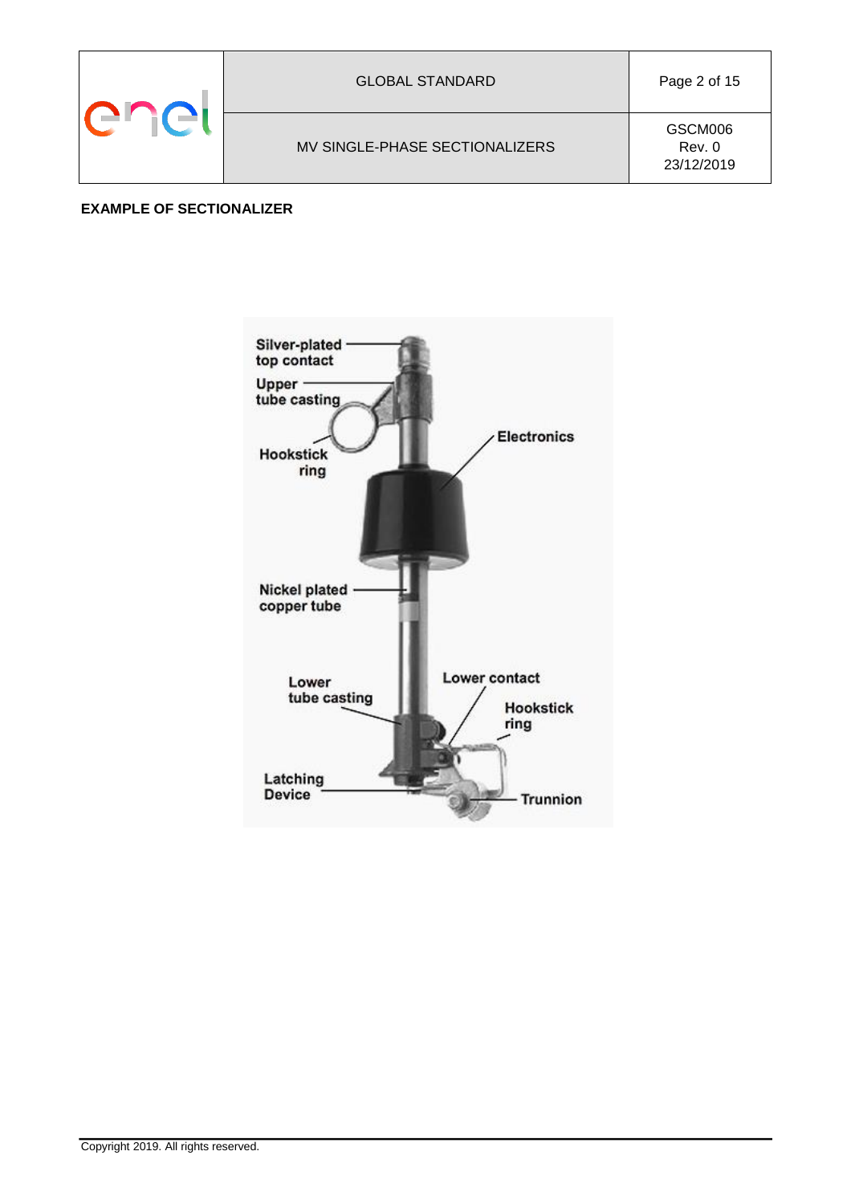**EXAMPLE OF SECTIONALIZER**

Silver-plated top contact

Upper tube casting

Hookstick ring

Electronics

Nickel plated copper tube

Lower tube casting

Lower contact

Hookstick ring

Latching Device

Trunnion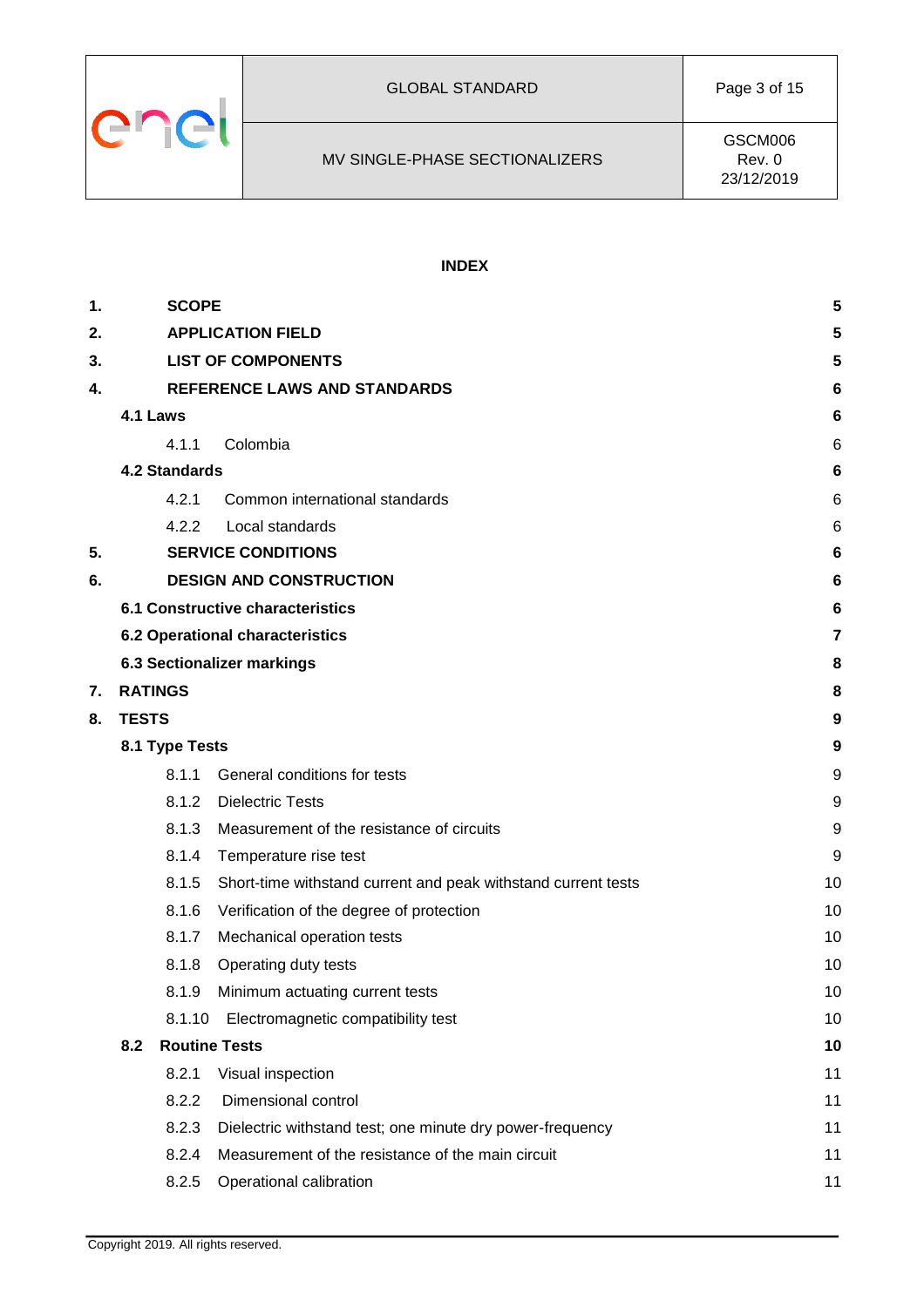**INDEX**

| | | |
|---|---|---|
| **1.** | **SCOPE** | **5** |
| **2.** | **APPLICATION FIELD** | **5** |
| **3.** | **LIST OF COMPONENTS** | **5** |
| **4.** | **REFERENCE LAWS AND STANDARDS** | **6** |
| | **4.1 Laws** | **6** |
| | 4.1.1 Colombia | 6 |
| | **4.2 Standards** | **6** |
| | 4.2.1 Common international standards | 6 |
| | 4.2.2 Local standards | 6 |
| **5.** | **SERVICE CONDITIONS** | **6** |
| **6.** | **DESIGN AND CONSTRUCTION** | **6** |
| | **6.1 Constructive characteristics** | **6** |
| | **6.2 Operational characteristics** | **7** |
| | **6.3 Sectionalizer markings** | **8** |
| **7.** | **RATINGS** | **8** |
| **8.** | **TESTS** | **9** |
| | **8.1 Type Tests** | **9** |
| | 8.1.1 General conditions for tests | 9 |
| | 8.1.2 Dielectric Tests | 9 |
| | 8.1.3 Measurement of the resistance of circuits | 9 |
| | 8.1.4 Temperature rise test | 9 |
| | 8.1.5 Short-time withstand current and peak withstand current tests | 10 |
| | 8.1.6 Verification of the degree of protection | 10 |
| | 8.1.7 Mechanical operation tests | 10 |
| | 8.1.8 Operating duty tests | 10 |
| | 8.1.9 Minimum actuating current tests | 10 |
| | 8.1.10 Electromagnetic compatibility test | 10 |
| | **8.2 Routine Tests** | **10** |
| | 8.2.1 Visual inspection | 11 |
| | 8.2.2 Dimensional control | 11 |
| | 8.2.3 Dielectric withstand test; one minute dry power-frequency | 11 |
| | 8.2.4 Measurement of the resistance of the main circuit | 11 |
| | 8.2.5 Operational calibration | 11 |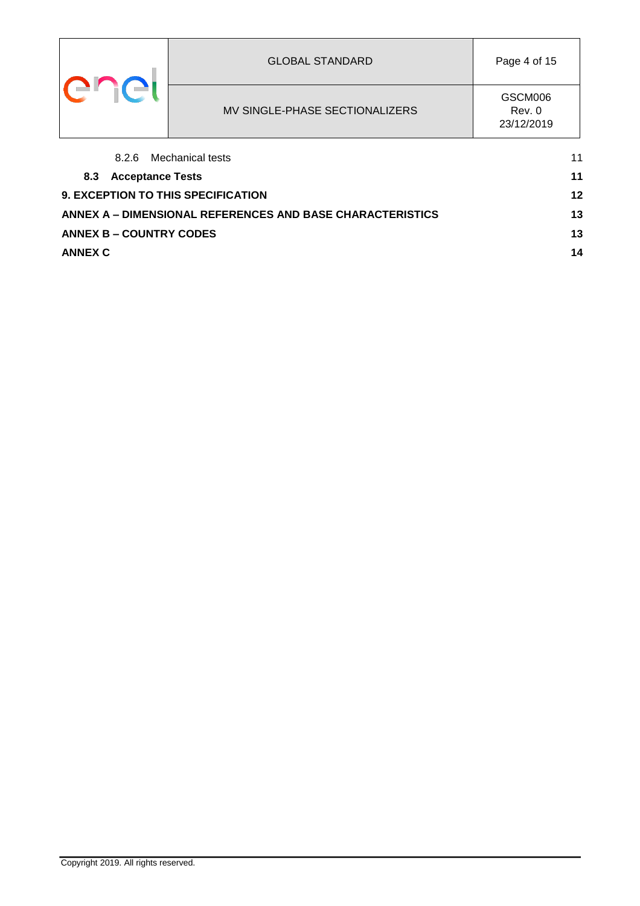8.2.6 Mechanical tests 11

**8.3 Acceptance Tests** **11**

**9. EXCEPTION TO THIS SPECIFICATION** **12**

**ANNEX A – DIMENSIONAL REFERENCES AND BASE CHARACTERISTICS** **13**

**ANNEX B – COUNTRY CODES** **13**

**ANNEX C** **14**

Copyright 2019. All rights reserved.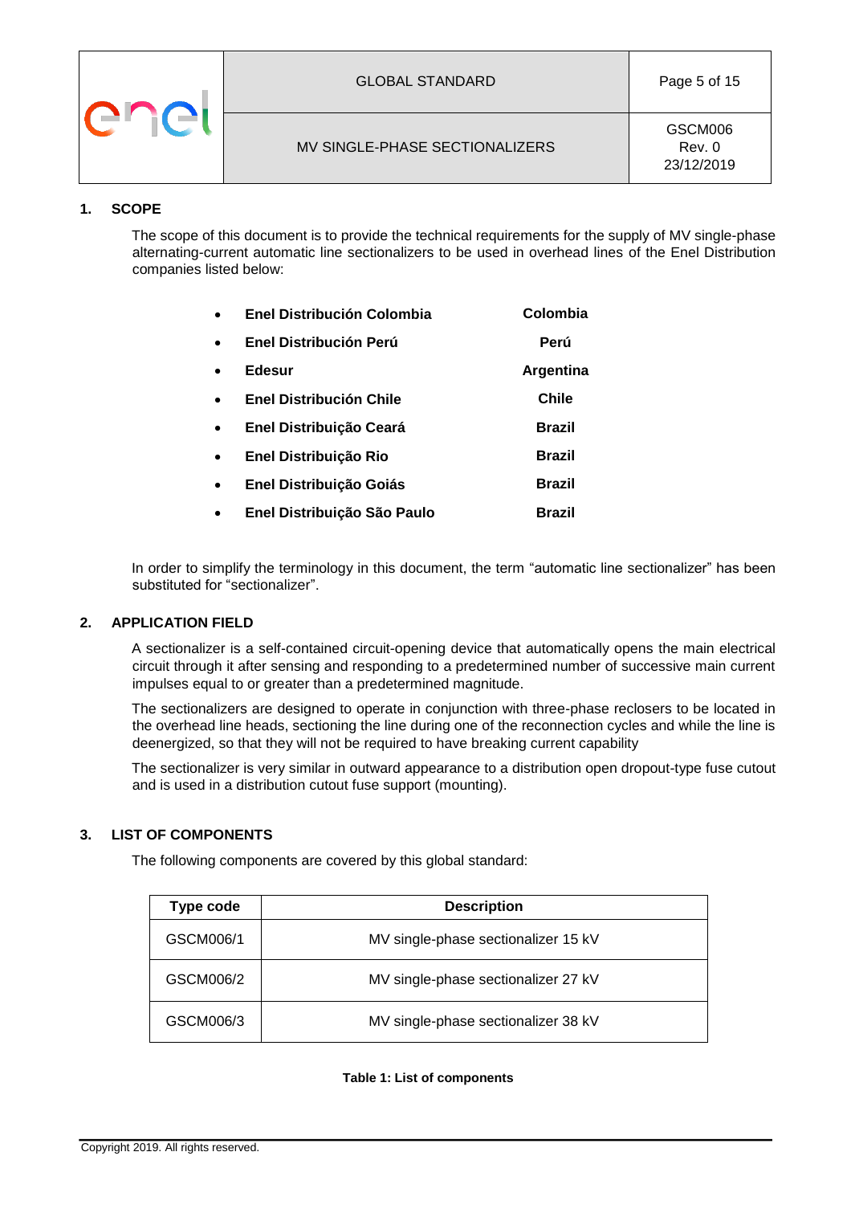## 1. SCOPE

The scope of this document is to provide the technical requirements for the supply of MV single-phase alternating-current automatic line sectionalizers to be used in overhead lines of the Enel Distribution companies listed below:

- **Enel Distribución Colombia** — **Colombia**
- **Enel Distribución Perú** — **Perú**
- **Edesur** — **Argentina**
- **Enel Distribución Chile** — **Chile**
- **Enel Distribuição Ceará** — **Brazil**
- **Enel Distribuição Rio** — **Brazil**
- **Enel Distribuição Goiás** — **Brazil**
- **Enel Distribuição São Paulo** — **Brazil**

In order to simplify the terminology in this document, the term "automatic line sectionalizer" has been substituted for "sectionalizer".

## 2. APPLICATION FIELD

A sectionalizer is a self-contained circuit-opening device that automatically opens the main electrical circuit through it after sensing and responding to a predetermined number of successive main current impulses equal to or greater than a predetermined magnitude.

The sectionalizers are designed to operate in conjunction with three-phase reclosers to be located in the overhead line heads, sectioning the line during one of the reconnection cycles and while the line is deenergized, so that they will not be required to have breaking current capability

The sectionalizer is very similar in outward appearance to a distribution open dropout-type fuse cutout and is used in a distribution cutout fuse support (mounting).

## 3. LIST OF COMPONENTS

The following components are covered by this global standard:

| Type code | Description |
|---|---|
| GSCM006/1 | MV single-phase sectionalizer 15 kV |
| GSCM006/2 | MV single-phase sectionalizer 27 kV |
| GSCM006/3 | MV single-phase sectionalizer 38 kV |

**Table 1: List of components**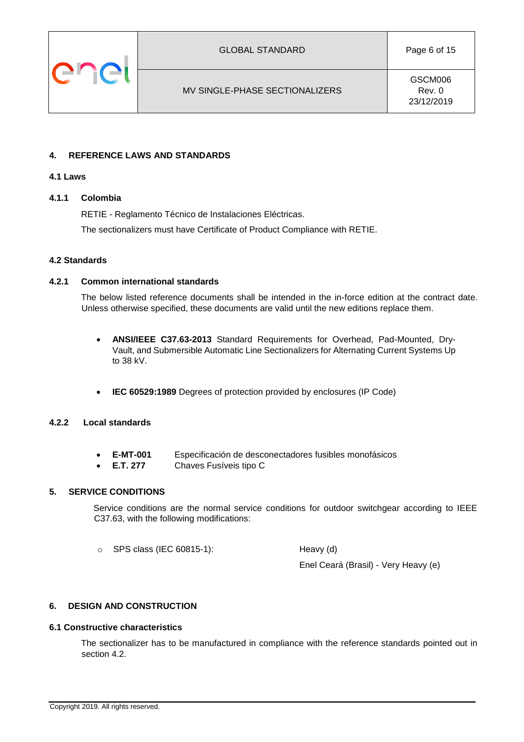## 4. REFERENCE LAWS AND STANDARDS

### 4.1 Laws

#### 4.1.1 Colombia

RETIE - Reglamento Técnico de Instalaciones Eléctricas.

The sectionalizers must have Certificate of Product Compliance with RETIE.

### 4.2 Standards

#### 4.2.1 Common international standards

The below listed reference documents shall be intended in the in-force edition at the contract date. Unless otherwise specified, these documents are valid until the new editions replace them.

- **ANSI/IEEE C37.63-2013** Standard Requirements for Overhead, Pad-Mounted, Dry-Vault, and Submersible Automatic Line Sectionalizers for Alternating Current Systems Up to 38 kV.

- **IEC 60529:1989** Degrees of protection provided by enclosures (IP Code)

#### 4.2.2 Local standards

- **E-MT-001** Especificación de desconectadores fusibles monofásicos
- **E.T. 277** Chaves Fusíveis tipo C

## 5. SERVICE CONDITIONS

Service conditions are the normal service conditions for outdoor switchgear according to IEEE C37.63, with the following modifications:

- SPS class (IEC 60815-1): Heavy (d)

  Enel Ceará (Brasil) - Very Heavy (e)

## 6. DESIGN AND CONSTRUCTION

### 6.1 Constructive characteristics

The sectionalizer has to be manufactured in compliance with the reference standards pointed out in section 4.2.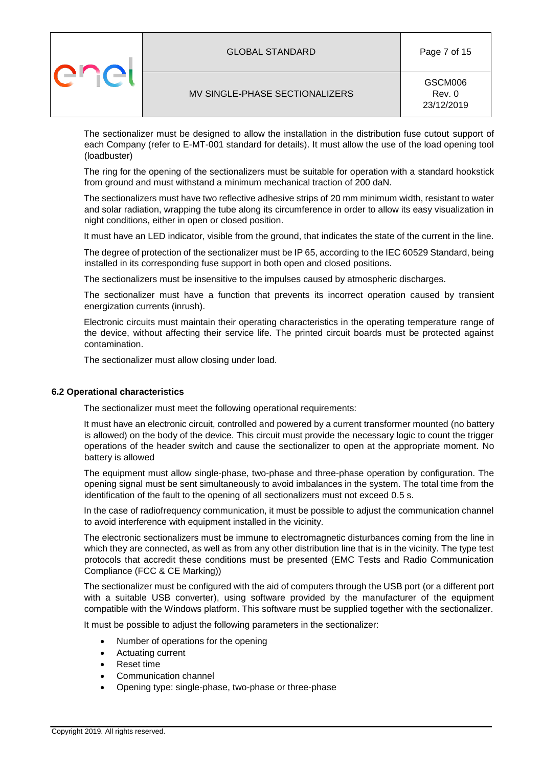The sectionalizer must be designed to allow the installation in the distribution fuse cutout support of each Company (refer to E-MT-001 standard for details). It must allow the use of the load opening tool (loadbuster)

The ring for the opening of the sectionalizers must be suitable for operation with a standard hookstick from ground and must withstand a minimum mechanical traction of 200 daN.

The sectionalizers must have two reflective adhesive strips of 20 mm minimum width, resistant to water and solar radiation, wrapping the tube along its circumference in order to allow its easy visualization in night conditions, either in open or closed position.

It must have an LED indicator, visible from the ground, that indicates the state of the current in the line.

The degree of protection of the sectionalizer must be IP 65, according to the IEC 60529 Standard, being installed in its corresponding fuse support in both open and closed positions.

The sectionalizers must be insensitive to the impulses caused by atmospheric discharges.

The sectionalizer must have a function that prevents its incorrect operation caused by transient energization currents (inrush).

Electronic circuits must maintain their operating characteristics in the operating temperature range of the device, without affecting their service life. The printed circuit boards must be protected against contamination.

The sectionalizer must allow closing under load.

### 6.2 Operational characteristics

The sectionalizer must meet the following operational requirements:

It must have an electronic circuit, controlled and powered by a current transformer mounted (no battery is allowed) on the body of the device. This circuit must provide the necessary logic to count the trigger operations of the header switch and cause the sectionalizer to open at the appropriate moment. No battery is allowed

The equipment must allow single-phase, two-phase and three-phase operation by configuration. The opening signal must be sent simultaneously to avoid imbalances in the system. The total time from the identification of the fault to the opening of all sectionalizers must not exceed 0.5 s.

In the case of radiofrequency communication, it must be possible to adjust the communication channel to avoid interference with equipment installed in the vicinity.

The electronic sectionalizers must be immune to electromagnetic disturbances coming from the line in which they are connected, as well as from any other distribution line that is in the vicinity. The type test protocols that accredit these conditions must be presented (EMC Tests and Radio Communication Compliance (FCC & CE Marking))

The sectionalizer must be configured with the aid of computers through the USB port (or a different port with a suitable USB converter), using software provided by the manufacturer of the equipment compatible with the Windows platform. This software must be supplied together with the sectionalizer.

It must be possible to adjust the following parameters in the sectionalizer:

- Number of operations for the opening
- Actuating current
- Reset time
- Communication channel
- Opening type: single-phase, two-phase or three-phase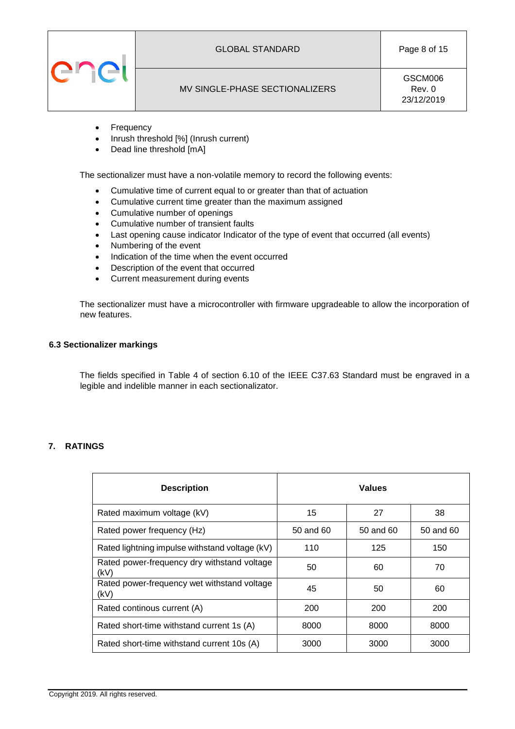- Frequency
- Inrush threshold [%] (Inrush current)
- Dead line threshold [mA]

The sectionalizer must have a non-volatile memory to record the following events:

- Cumulative time of current equal to or greater than that of actuation
- Cumulative current time greater than the maximum assigned
- Cumulative number of openings
- Cumulative number of transient faults
- Last opening cause indicator Indicator of the type of event that occurred (all events)
- Numbering of the event
- Indication of the time when the event occurred
- Description of the event that occurred
- Current measurement during events

The sectionalizer must have a microcontroller with firmware upgradeable to allow the incorporation of new features.

### 6.3 Sectionalizer markings

The fields specified in Table 4 of section 6.10 of the IEEE C37.63 Standard must be engraved in a legible and indelible manner in each sectionalizator.

## 7. RATINGS

| Description | Values | | |
|---|---|---|---|
| Rated maximum voltage (kV) | 15 | 27 | 38 |
| Rated power frequency (Hz) | 50 and 60 | 50 and 60 | 50 and 60 |
| Rated lightning impulse withstand voltage (kV) | 110 | 125 | 150 |
| Rated power-frequency dry withstand voltage (kV) | 50 | 60 | 70 |
| Rated power-frequency wet withstand voltage (kV) | 45 | 50 | 60 |
| Rated continous current (A) | 200 | 200 | 200 |
| Rated short-time withstand current 1s (A) | 8000 | 8000 | 8000 |
| Rated short-time withstand current 10s (A) | 3000 | 3000 | 3000 |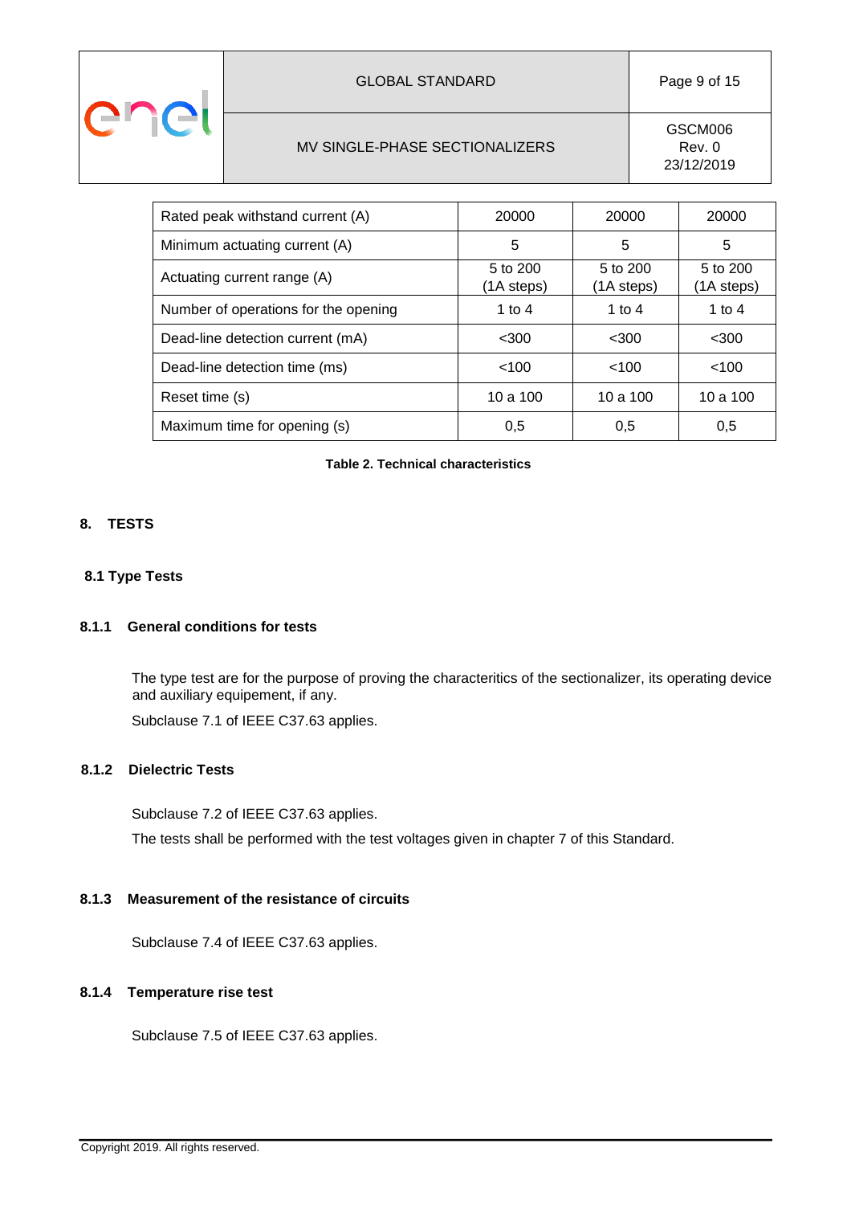| Rated peak withstand current (A) | 20000 | 20000 | 20000 |
|---|---|---|---|
| Minimum actuating current (A) | 5 | 5 | 5 |
| Actuating current range (A) | 5 to 200 (1A steps) | 5 to 200 (1A steps) | 5 to 200 (1A steps) |
| Number of operations for the opening | 1 to 4 | 1 to 4 | 1 to 4 |
| Dead-line detection current (mA) | <300 | <300 | <300 |
| Dead-line detection time (ms) | <100 | <100 | <100 |
| Reset time (s) | 10 a 100 | 10 a 100 | 10 a 100 |
| Maximum time for opening (s) | 0,5 | 0,5 | 0,5 |

**Table 2. Technical characteristics**

## 8. TESTS

### 8.1 Type Tests

#### 8.1.1 General conditions for tests

The type test are for the purpose of proving the characteritics of the sectionalizer, its operating device and auxiliary equipement, if any.

Subclause 7.1 of IEEE C37.63 applies.

#### 8.1.2 Dielectric Tests

Subclause 7.2 of IEEE C37.63 applies.

The tests shall be performed with the test voltages given in chapter 7 of this Standard.

#### 8.1.3 Measurement of the resistance of circuits

Subclause 7.4 of IEEE C37.63 applies.

#### 8.1.4 Temperature rise test

Subclause 7.5 of IEEE C37.63 applies.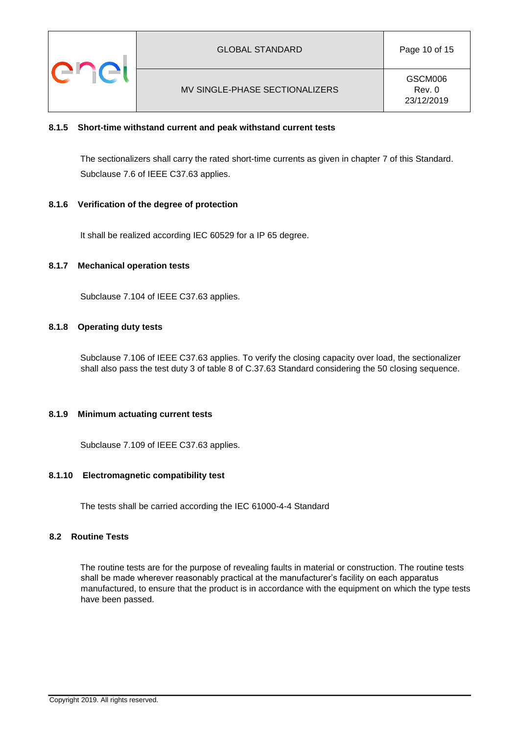#### 8.1.5 Short-time withstand current and peak withstand current tests

The sectionalizers shall carry the rated short-time currents as given in chapter 7 of this Standard. Subclause 7.6 of IEEE C37.63 applies.

#### 8.1.6 Verification of the degree of protection

It shall be realized according IEC 60529 for a IP 65 degree.

#### 8.1.7 Mechanical operation tests

Subclause 7.104 of IEEE C37.63 applies.

#### 8.1.8 Operating duty tests

Subclause 7.106 of IEEE C37.63 applies. To verify the closing capacity over load, the sectionalizer shall also pass the test duty 3 of table 8 of C.37.63 Standard considering the 50 closing sequence.

#### 8.1.9 Minimum actuating current tests

Subclause 7.109 of IEEE C37.63 applies.

#### 8.1.10 Electromagnetic compatibility test

The tests shall be carried according the IEC 61000-4-4 Standard

### 8.2 Routine Tests

The routine tests are for the purpose of revealing faults in material or construction. The routine tests shall be made wherever reasonably practical at the manufacturer's facility on each apparatus manufactured, to ensure that the product is in accordance with the equipment on which the type tests have been passed.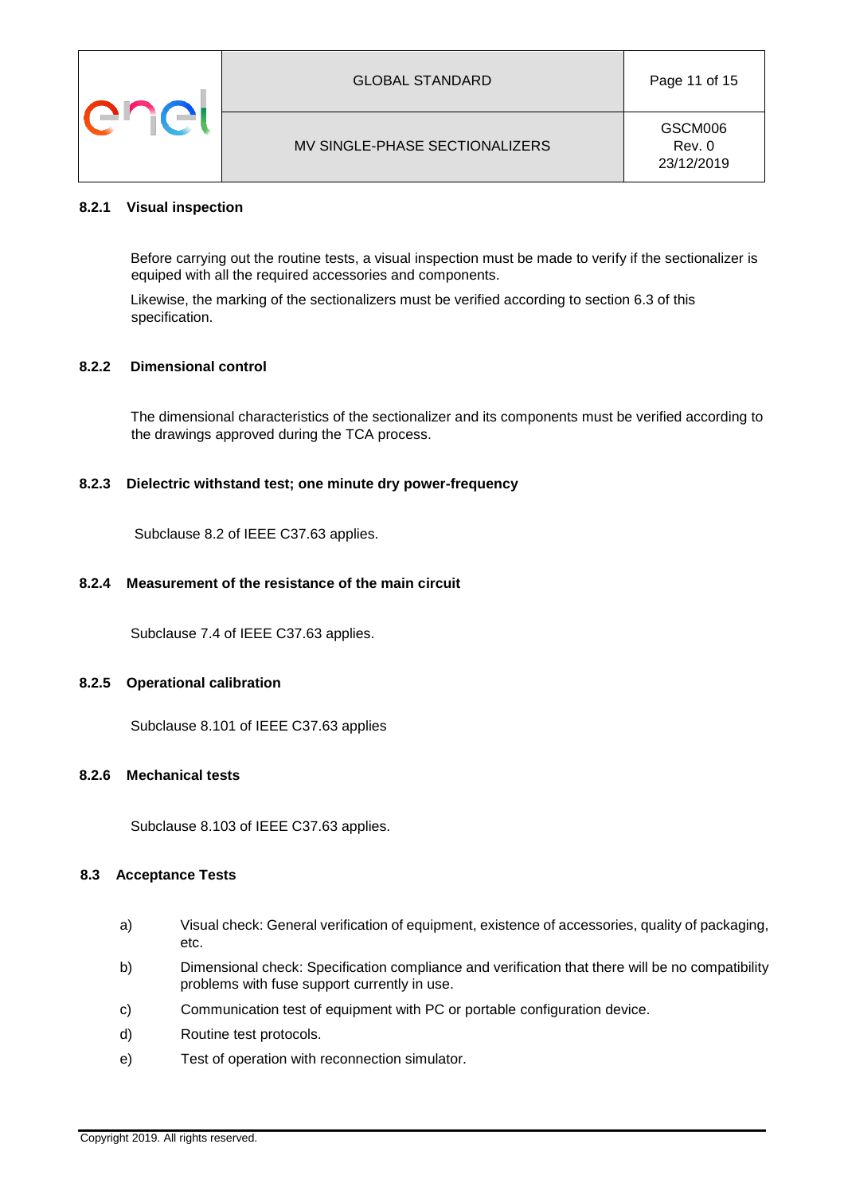#### 8.2.1 Visual inspection

Before carrying out the routine tests, a visual inspection must be made to verify if the sectionalizer is equiped with all the required accessories and components.

Likewise, the marking of the sectionalizers must be verified according to section 6.3 of this specification.

#### 8.2.2 Dimensional control

The dimensional characteristics of the sectionalizer and its components must be verified according to the drawings approved during the TCA process.

#### 8.2.3 Dielectric withstand test; one minute dry power-frequency

Subclause 8.2 of IEEE C37.63 applies.

#### 8.2.4 Measurement of the resistance of the main circuit

Subclause 7.4 of IEEE C37.63 applies.

#### 8.2.5 Operational calibration

Subclause 8.101 of IEEE C37.63 applies

#### 8.2.6 Mechanical tests

Subclause 8.103 of IEEE C37.63 applies.

### 8.3 Acceptance Tests

a) Visual check: General verification of equipment, existence of accessories, quality of packaging, etc.

b) Dimensional check: Specification compliance and verification that there will be no compatibility problems with fuse support currently in use.

c) Communication test of equipment with PC or portable configuration device.

d) Routine test protocols.

e) Test of operation with reconnection simulator.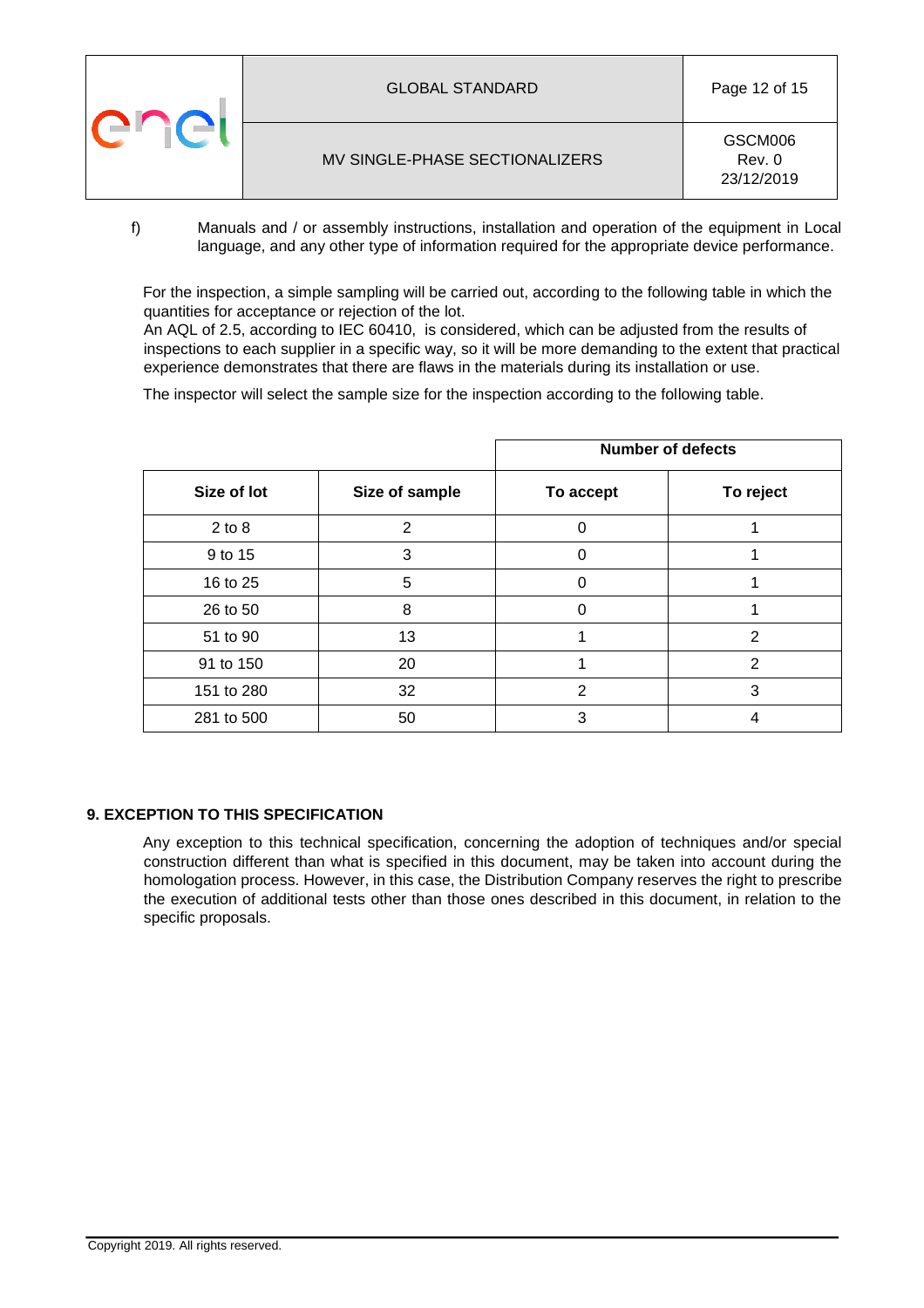f) Manuals and / or assembly instructions, installation and operation of the equipment in Local language, and any other type of information required for the appropriate device performance.

For the inspection, a simple sampling will be carried out, according to the following table in which the quantities for acceptance or rejection of the lot.
An AQL of 2.5, according to IEC 60410, is considered, which can be adjusted from the results of inspections to each supplier in a specific way, so it will be more demanding to the extent that practical experience demonstrates that there are flaws in the materials during its installation or use.

The inspector will select the sample size for the inspection according to the following table.

| | | Number of defects | |
|---|---|---|---|
| **Size of lot** | **Size of sample** | **To accept** | **To reject** |
| 2 to 8 | 2 | 0 | 1 |
| 9 to 15 | 3 | 0 | 1 |
| 16 to 25 | 5 | 0 | 1 |
| 26 to 50 | 8 | 0 | 1 |
| 51 to 90 | 13 | 1 | 2 |
| 91 to 150 | 20 | 1 | 2 |
| 151 to 280 | 32 | 2 | 3 |
| 281 to 500 | 50 | 3 | 4 |

## 9. EXCEPTION TO THIS SPECIFICATION

Any exception to this technical specification, concerning the adoption of techniques and/or special construction different than what is specified in this document, may be taken into account during the homologation process. However, in this case, the Distribution Company reserves the right to prescribe the execution of additional tests other than those ones described in this document, in relation to the specific proposals.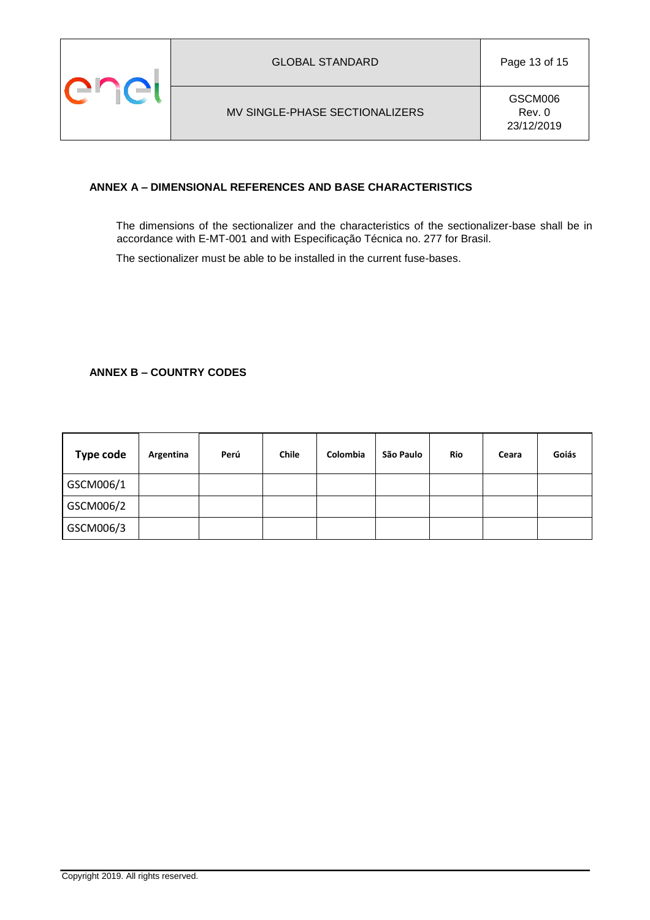## ANNEX A – DIMENSIONAL REFERENCES AND BASE CHARACTERISTICS

The dimensions of the sectionalizer and the characteristics of the sectionalizer-base shall be in accordance with E-MT-001 and with Especificação Técnica no. 277 for Brasil.

The sectionalizer must be able to be installed in the current fuse-bases.

## ANNEX B – COUNTRY CODES

| Type code | Argentina | Perú | Chile | Colombia | São Paulo | Rio | Ceara | Goiás |
|---|---|---|---|---|---|---|---|---|
| GSCM006/1 | | | | | | | | |
| GSCM006/2 | | | | | | | | |
| GSCM006/3 | | | | | | | | |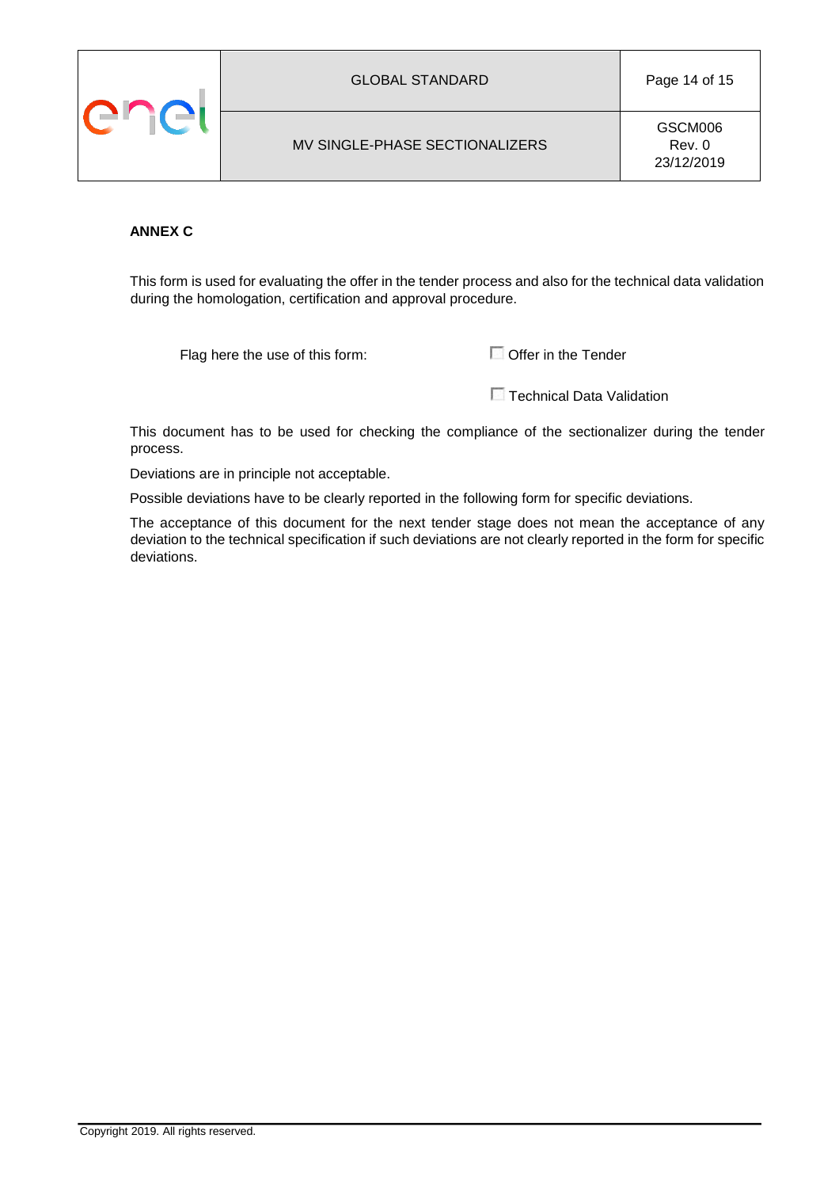**ANNEX C**

This form is used for evaluating the offer in the tender process and also for the technical data validation during the homologation, certification and approval procedure.

Flag here the use of this form:

☐ Offer in the Tender

☐ Technical Data Validation

This document has to be used for checking the compliance of the sectionalizer during the tender process.

Deviations are in principle not acceptable.

Possible deviations have to be clearly reported in the following form for specific deviations.

The acceptance of this document for the next tender stage does not mean the acceptance of any deviation to the technical specification if such deviations are not clearly reported in the form for specific deviations.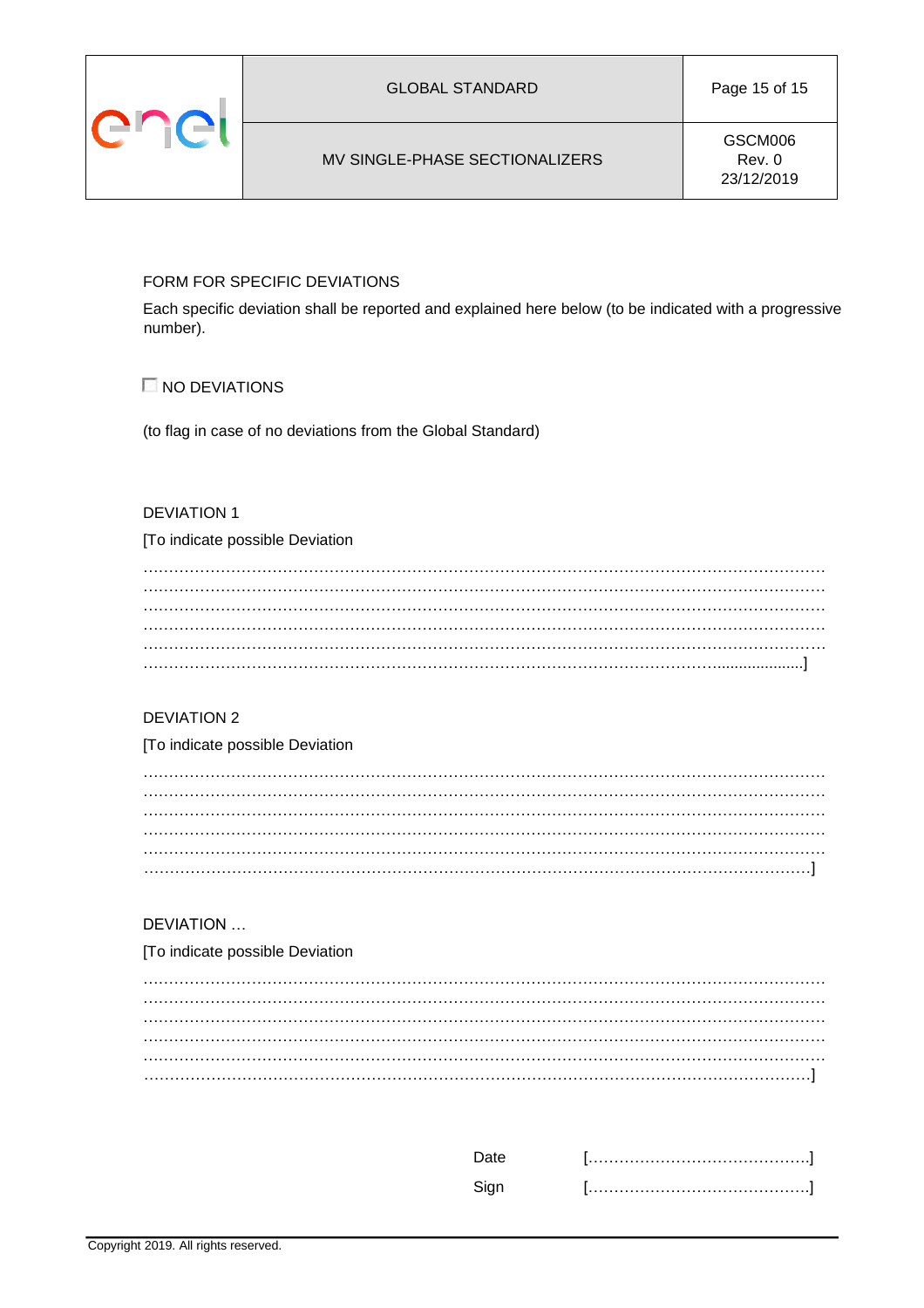FORM FOR SPECIFIC DEVIATIONS

Each specific deviation shall be reported and explained here below (to be indicated with a progressive number).

☐ NO DEVIATIONS

(to flag in case of no deviations from the Global Standard)

DEVIATION 1

[To indicate possible Deviation

……………………………………………………………………………………………………………………
……………………………………………………………………………………………………………………
……………………………………………………………………………………………………………………
……………………………………………………………………………………………………………………
……………………………………………………………………………………………………………………
………………………………………………………………………………………………………………….]

DEVIATION 2

[To indicate possible Deviation

……………………………………………………………………………………………………………………
……………………………………………………………………………………………………………………
……………………………………………………………………………………………………………………
……………………………………………………………………………………………………………………
……………………………………………………………………………………………………………………
………………………………………………………………………………………………………………….]

DEVIATION …

[To indicate possible Deviation

……………………………………………………………………………………………………………………
……………………………………………………………………………………………………………………
……………………………………………………………………………………………………………………
……………………………………………………………………………………………………………………
……………………………………………………………………………………………………………………
………………………………………………………………………………………………………………….]

Date [……………………………………..]

Sign [……………………………………..]